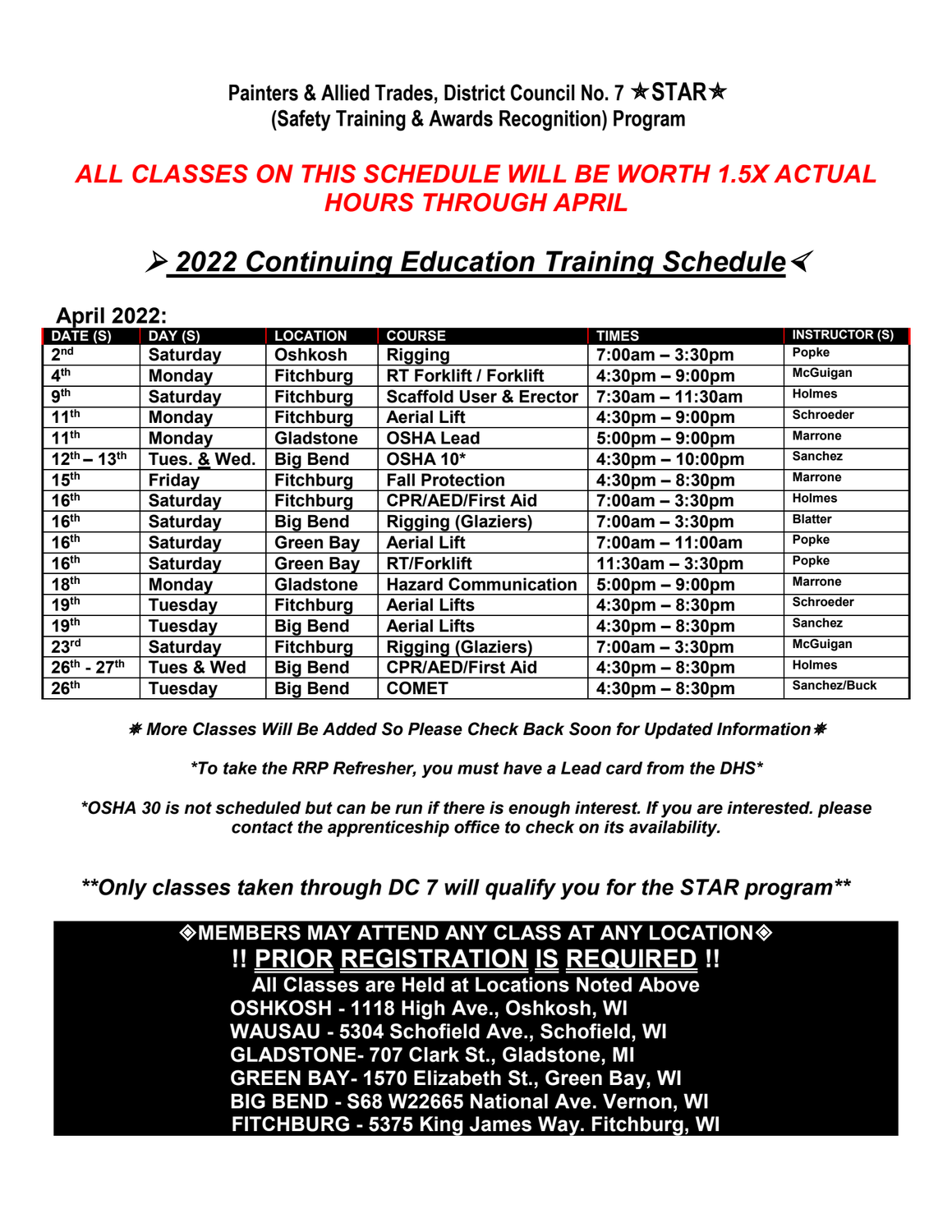**Painters & Allied Trades, District Council No. 7 ✭STAR✭**
**(Safety Training & Awards Recognition) Program**

***ALL CLASSES ON THIS SCHEDULE WILL BE WORTH 1.5X ACTUAL HOURS THROUGH APRIL***

# ➢ 2022 Continuing Education Training Schedule ➢

## April 2022:

| DATE (S) | DAY (S) | LOCATION | COURSE | TIMES | INSTRUCTOR (S) |
|---|---|---|---|---|---|
| 2nd | Saturday | Oshkosh | Rigging | 7:00am – 3:30pm | Popke |
| 4th | Monday | Fitchburg | RT Forklift / Forklift | 4:30pm – 9:00pm | McGuigan |
| 9th | Saturday | Fitchburg | Scaffold User & Erector | 7:30am – 11:30am | Holmes |
| 11th | Monday | Fitchburg | Aerial Lift | 4:30pm – 9:00pm | Schroeder |
| 11th | Monday | Gladstone | OSHA Lead | 5:00pm – 9:00pm | Marrone |
| 12th – 13th | Tues. & Wed. | Big Bend | OSHA 10* | 4:30pm – 10:00pm | Sanchez |
| 15th | Friday | Fitchburg | Fall Protection | 4:30pm – 8:30pm | Marrone |
| 16th | Saturday | Fitchburg | CPR/AED/First Aid | 7:00am – 3:30pm | Holmes |
| 16th | Saturday | Big Bend | Rigging (Glaziers) | 7:00am – 3:30pm | Blatter |
| 16th | Saturday | Green Bay | Aerial Lift | 7:00am – 11:00am | Popke |
| 16th | Saturday | Green Bay | RT/Forklift | 11:30am – 3:30pm | Popke |
| 18th | Monday | Gladstone | Hazard Communication | 5:00pm – 9:00pm | Marrone |
| 19th | Tuesday | Fitchburg | Aerial Lifts | 4:30pm – 8:30pm | Schroeder |
| 19th | Tuesday | Big Bend | Aerial Lifts | 4:30pm – 8:30pm | Sanchez |
| 23rd | Saturday | Fitchburg | Rigging (Glaziers) | 7:00am – 3:30pm | McGuigan |
| 26th - 27th | Tues & Wed | Big Bend | CPR/AED/First Aid | 4:30pm – 8:30pm | Holmes |
| 26th | Tuesday | Big Bend | COMET | 4:30pm – 8:30pm | Sanchez/Buck |

***✸ More Classes Will Be Added So Please Check Back Soon for Updated Information ✸***

**\*To take the RRP Refresher, you must have a Lead card from the DHS\***

***\*OSHA 30 is not scheduled but can be run if there is enough interest. If you are interested. please contact the apprenticeship office to check on its availability.***

***\*\*Only classes taken through DC 7 will qualify you for the STAR program\*\****

**◈MEMBERS MAY ATTEND ANY CLASS AT ANY LOCATION◈**

**!! PRIOR REGISTRATION IS REQUIRED !!**

**All Classes are Held at Locations Noted Above**

**OSHKOSH - 1118 High Ave., Oshkosh, WI**
**WAUSAU - 5304 Schofield Ave., Schofield, WI**
**GLADSTONE- 707 Clark St., Gladstone, MI**
**GREEN BAY- 1570 Elizabeth St., Green Bay, WI**
**BIG BEND - S68 W22665 National Ave. Vernon, WI**
**FITCHBURG - 5375 King James Way. Fitchburg, WI**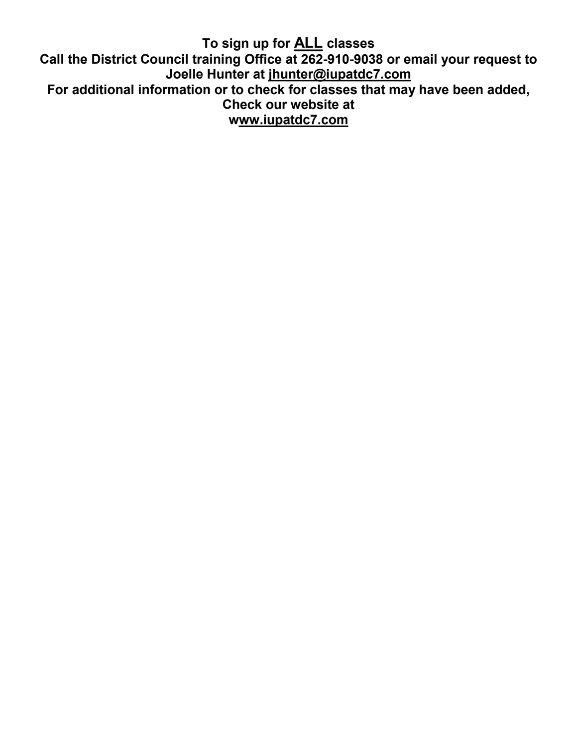**To sign up for <u>ALL</u> classes**
**Call the District Council training Office at 262-910-9038 or email your request to Joelle Hunter at <u>jhunter@iupatdc7.com</u>**
**For additional information or to check for classes that may have been added, Check our website at**
**w<u>ww.iupatdc7.com</u>**